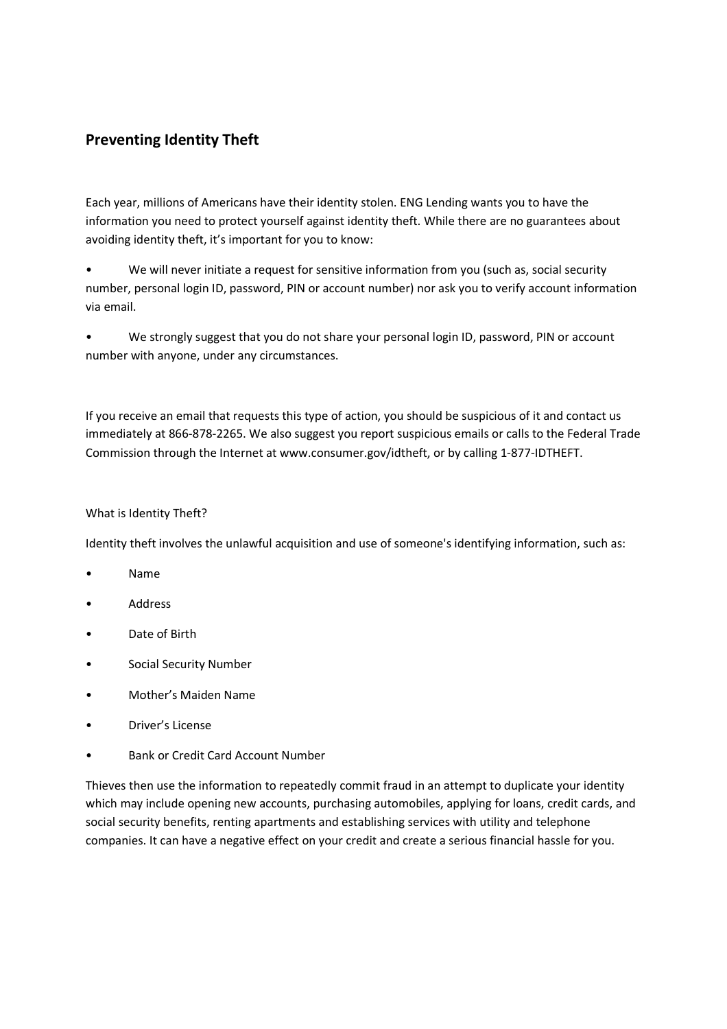## Preventing Identity Theft

Each year, millions of Americans have their identity stolen. ENG Lending wants you to have the information you need to protect yourself against identity theft. While there are no guarantees about avoiding identity theft, it's important for you to know:

- We will never initiate a request for sensitive information from you (such as, social security number, personal login ID, password, PIN or account number) nor ask you to verify account information via email.
- We strongly suggest that you do not share your personal login ID, password, PIN or account number with anyone, under any circumstances.

If you receive an email that requests this type of action, you should be suspicious of it and contact us immediately at 866-878-2265. We also suggest you report suspicious emails or calls to the Federal Trade Commission through the Internet at www.consumer.gov/idtheft, or by calling 1-877-IDTHEFT.

What is Identity Theft?

Identity theft involves the unlawful acquisition and use of someone's identifying information, such as:

- Name
- Address
- Date of Birth
- Social Security Number
- Mother's Maiden Name
- Driver's License
- Bank or Credit Card Account Number

Thieves then use the information to repeatedly commit fraud in an attempt to duplicate your identity which may include opening new accounts, purchasing automobiles, applying for loans, credit cards, and social security benefits, renting apartments and establishing services with utility and telephone companies. It can have a negative effect on your credit and create a serious financial hassle for you.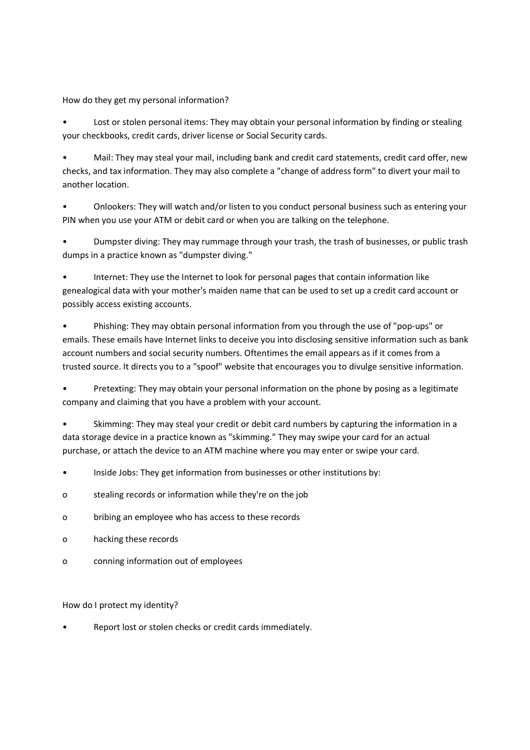How do they get my personal information?

- Lost or stolen personal items: They may obtain your personal information by finding or stealing your checkbooks, credit cards, driver license or Social Security cards.
- Mail: They may steal your mail, including bank and credit card statements, credit card offer, new checks, and tax information. They may also complete a "change of address form" to divert your mail to another location.
- Onlookers: They will watch and/or listen to you conduct personal business such as entering your PIN when you use your ATM or debit card or when you are talking on the telephone.
- Dumpster diving: They may rummage through your trash, the trash of businesses, or public trash dumps in a practice known as "dumpster diving."
- Internet: They use the Internet to look for personal pages that contain information like genealogical data with your mother's maiden name that can be used to set up a credit card account or possibly access existing accounts.
- Phishing: They may obtain personal information from you through the use of "pop-ups" or emails. These emails have Internet links to deceive you into disclosing sensitive information such as bank account numbers and social security numbers. Oftentimes the email appears as if it comes from a trusted source. It directs you to a "spoof" website that encourages you to divulge sensitive information.
- Pretexting: They may obtain your personal information on the phone by posing as a legitimate company and claiming that you have a problem with your account.
- Skimming: They may steal your credit or debit card numbers by capturing the information in a data storage device in a practice known as "skimming." They may swipe your card for an actual purchase, or attach the device to an ATM machine where you may enter or swipe your card.
- Inside Jobs: They get information from businesses or other institutions by:
  - stealing records or information while they're on the job
  - bribing an employee who has access to these records
  - hacking these records
  - conning information out of employees

How do I protect my identity?

- Report lost or stolen checks or credit cards immediately.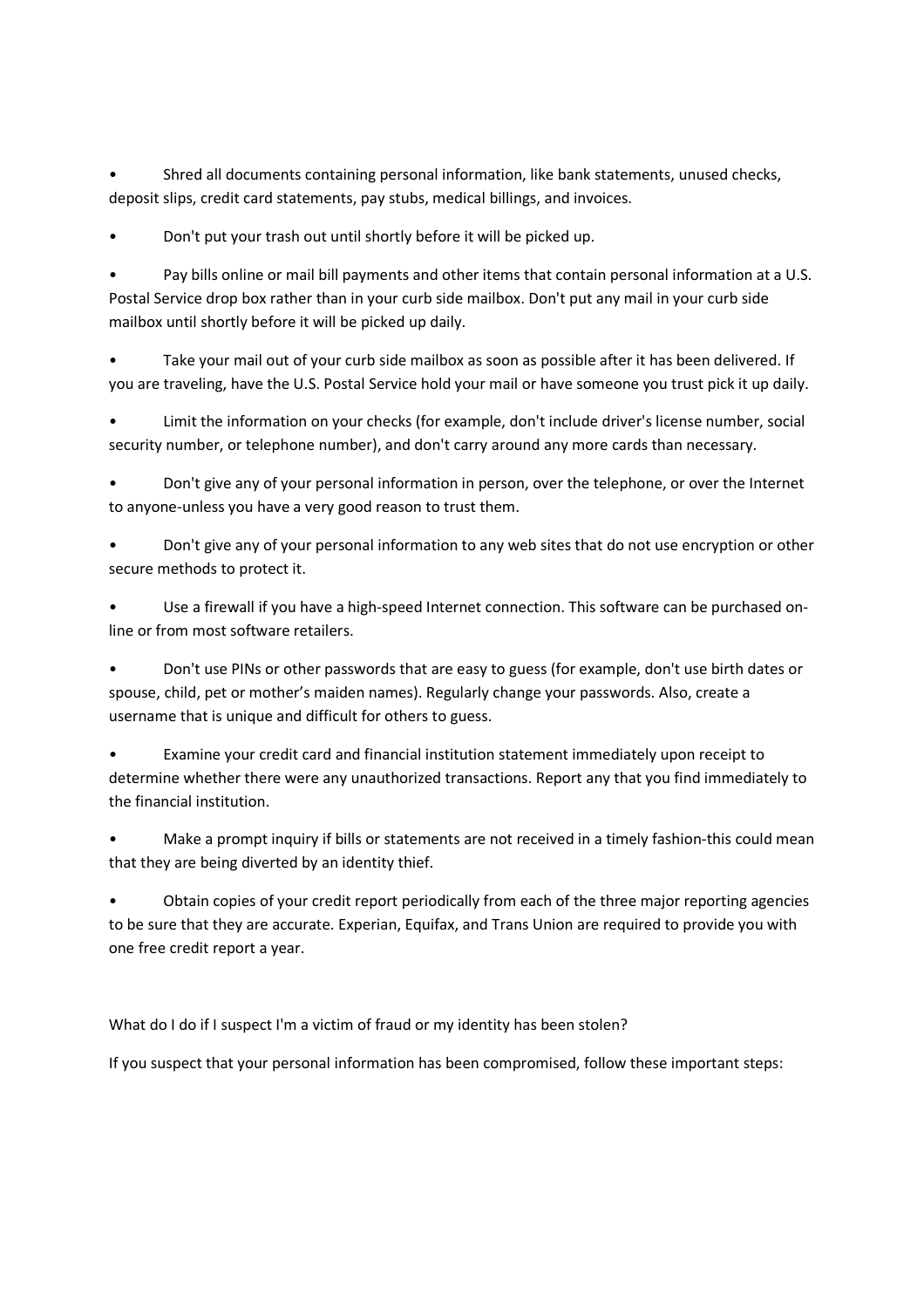- Shred all documents containing personal information, like bank statements, unused checks, deposit slips, credit card statements, pay stubs, medical billings, and invoices.
- Don't put your trash out until shortly before it will be picked up.
- Pay bills online or mail bill payments and other items that contain personal information at a U.S. Postal Service drop box rather than in your curb side mailbox. Don't put any mail in your curb side mailbox until shortly before it will be picked up daily.
- Take your mail out of your curb side mailbox as soon as possible after it has been delivered. If you are traveling, have the U.S. Postal Service hold your mail or have someone you trust pick it up daily.
- Limit the information on your checks (for example, don't include driver's license number, social security number, or telephone number), and don't carry around any more cards than necessary.
- Don't give any of your personal information in person, over the telephone, or over the Internet to anyone-unless you have a very good reason to trust them.
- Don't give any of your personal information to any web sites that do not use encryption or other secure methods to protect it.
- Use a firewall if you have a high-speed Internet connection. This software can be purchased on-line or from most software retailers.
- Don't use PINs or other passwords that are easy to guess (for example, don't use birth dates or spouse, child, pet or mother's maiden names). Regularly change your passwords. Also, create a username that is unique and difficult for others to guess.
- Examine your credit card and financial institution statement immediately upon receipt to determine whether there were any unauthorized transactions. Report any that you find immediately to the financial institution.
- Make a prompt inquiry if bills or statements are not received in a timely fashion-this could mean that they are being diverted by an identity thief.
- Obtain copies of your credit report periodically from each of the three major reporting agencies to be sure that they are accurate. Experian, Equifax, and Trans Union are required to provide you with one free credit report a year.

What do I do if I suspect I'm a victim of fraud or my identity has been stolen?

If you suspect that your personal information has been compromised, follow these important steps: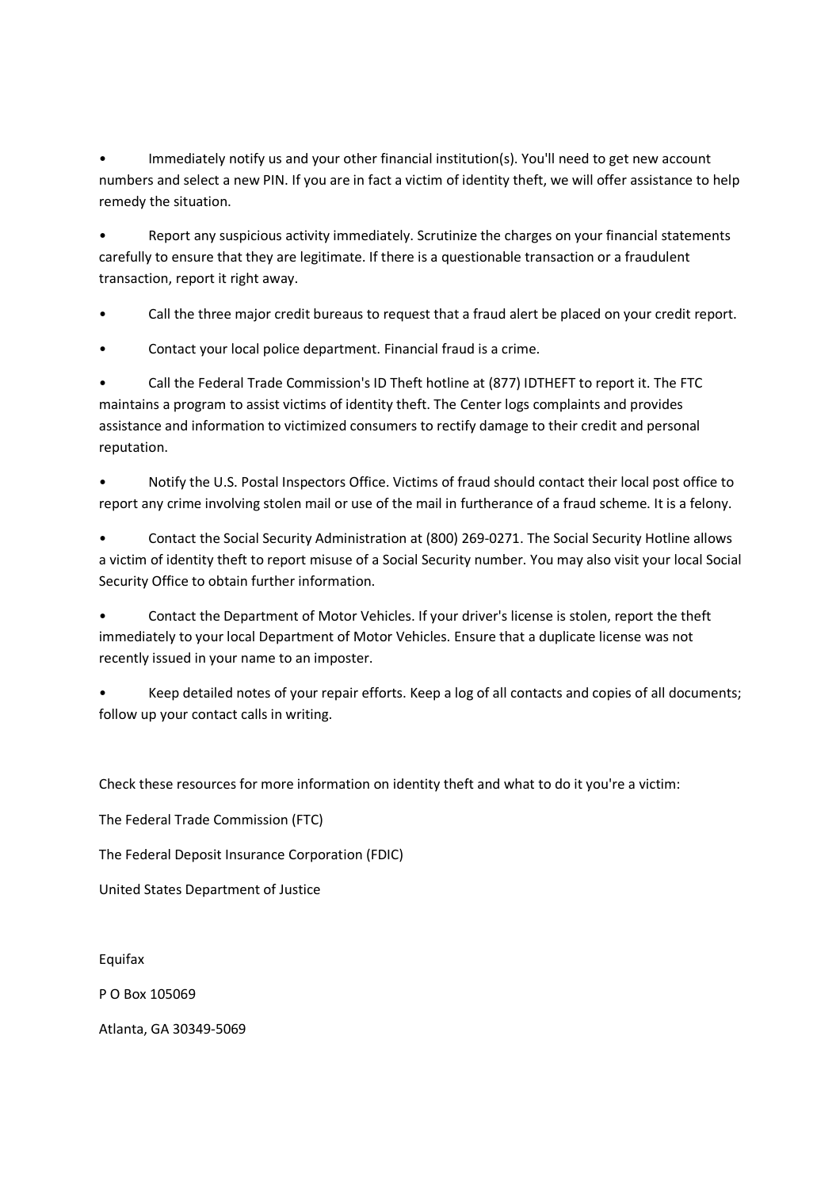- Immediately notify us and your other financial institution(s). You'll need to get new account numbers and select a new PIN. If you are in fact a victim of identity theft, we will offer assistance to help remedy the situation.

- Report any suspicious activity immediately. Scrutinize the charges on your financial statements carefully to ensure that they are legitimate. If there is a questionable transaction or a fraudulent transaction, report it right away.

- Call the three major credit bureaus to request that a fraud alert be placed on your credit report.

- Contact your local police department. Financial fraud is a crime.

- Call the Federal Trade Commission's ID Theft hotline at (877) IDTHEFT to report it. The FTC maintains a program to assist victims of identity theft. The Center logs complaints and provides assistance and information to victimized consumers to rectify damage to their credit and personal reputation.

- Notify the U.S. Postal Inspectors Office. Victims of fraud should contact their local post office to report any crime involving stolen mail or use of the mail in furtherance of a fraud scheme. It is a felony.

- Contact the Social Security Administration at (800) 269-0271. The Social Security Hotline allows a victim of identity theft to report misuse of a Social Security number. You may also visit your local Social Security Office to obtain further information.

- Contact the Department of Motor Vehicles. If your driver's license is stolen, report the theft immediately to your local Department of Motor Vehicles. Ensure that a duplicate license was not recently issued in your name to an imposter.

- Keep detailed notes of your repair efforts. Keep a log of all contacts and copies of all documents; follow up your contact calls in writing.

Check these resources for more information on identity theft and what to do it you're a victim:

The Federal Trade Commission (FTC)

The Federal Deposit Insurance Corporation (FDIC)

United States Department of Justice

Equifax

P O Box 105069

Atlanta, GA 30349-5069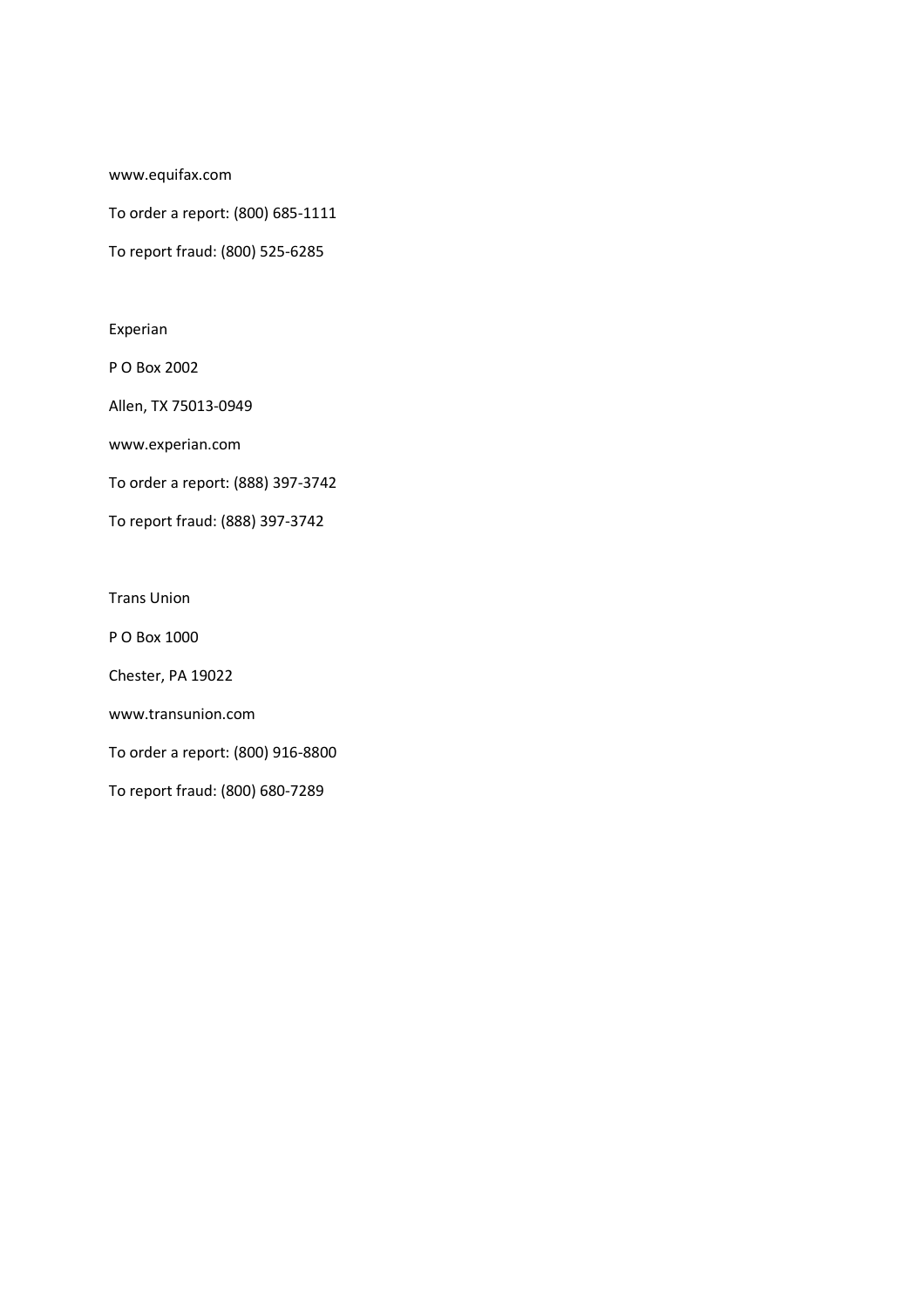www.equifax.com

To order a report: (800) 685-1111

To report fraud: (800) 525-6285

Experian

P O Box 2002

Allen, TX 75013-0949

www.experian.com

To order a report: (888) 397-3742

To report fraud: (888) 397-3742

Trans Union

P O Box 1000

Chester, PA 19022

www.transunion.com

To order a report: (800) 916-8800

To report fraud: (800) 680-7289